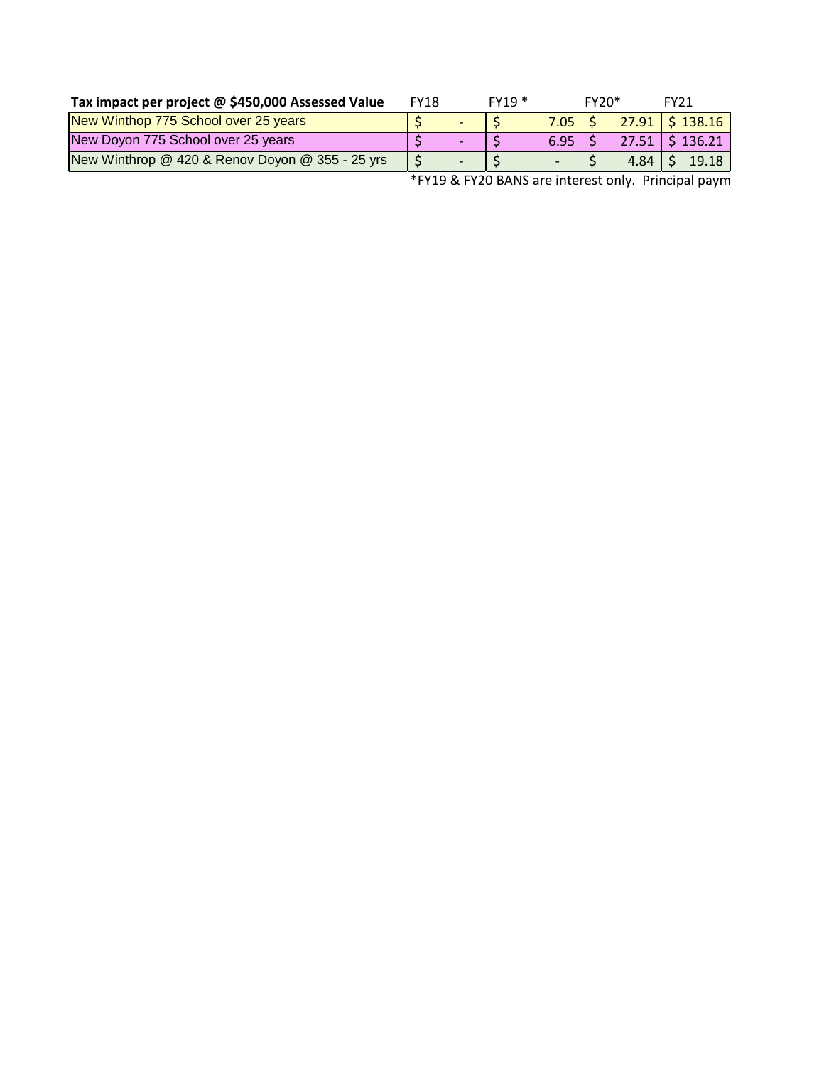| Tax impact per project @ $450,000 Assessed Value | FY18 | FY19 * | FY20* | FY21 |
|---|---|---|---|---|
| New Winthop 775 School over 25 years | $ - | $ 7.05 | $ 27.91 | $ 138.16 |
| New Doyon 775 School over 25 years | $ - | $ 6.95 | $ 27.51 | $ 136.21 |
| New Winthrop @ 420 & Renov Doyon @ 355 - 25 yrs | $ - | $ - | $ 4.84 | $ 19.18 |

*FY19 & FY20 BANS are interest only. Principal paym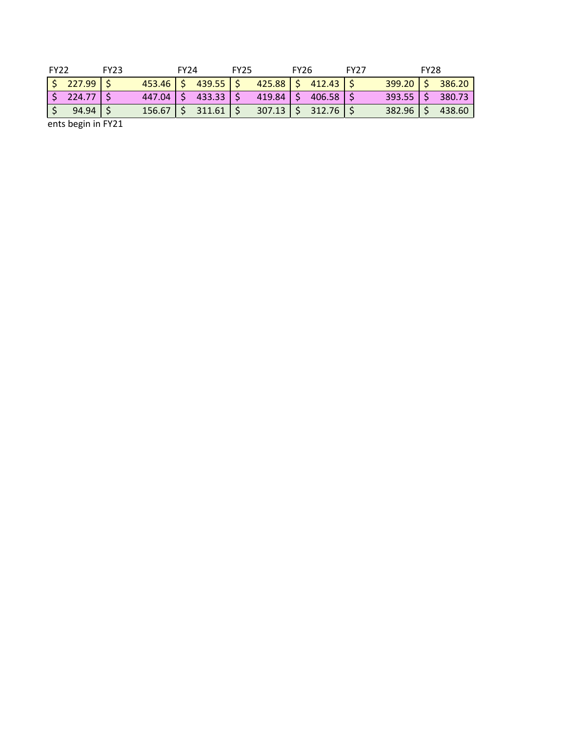| FY22 | FY23 | FY24 | FY25 | FY26 | FY27 | FY28 |
|---|---|---|---|---|---|---|
| $ 227.99 | $ 453.46 | $ 439.55 | $ 425.88 | $ 412.43 | $ 399.20 | $ 386.20 |
| $ 224.77 | $ 447.04 | $ 433.33 | $ 419.84 | $ 406.58 | $ 393.55 | $ 380.73 |
| $ 94.94 | $ 156.67 | $ 311.61 | $ 307.13 | $ 312.76 | $ 382.96 | $ 438.60 |

ents begin in FY21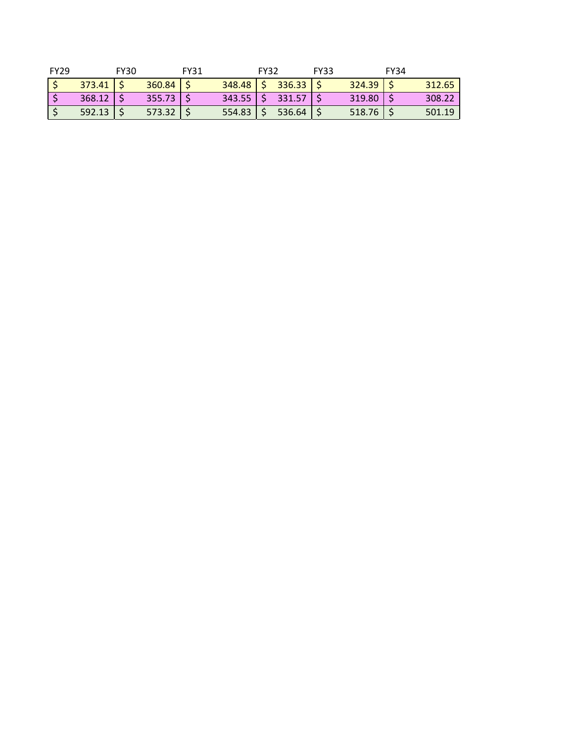| FY29 | FY30 | FY31 | FY32 | FY33 | FY34 |
|---|---|---|---|---|---|
| $ 373.41 | $ 360.84 | $ 348.48 | $ 336.33 | $ 324.39 | $ 312.65 |
| $ 368.12 | $ 355.73 | $ 343.55 | $ 331.57 | $ 319.80 | $ 308.22 |
| $ 592.13 | $ 573.32 | $ 554.83 | $ 536.64 | $ 518.76 | $ 501.19 |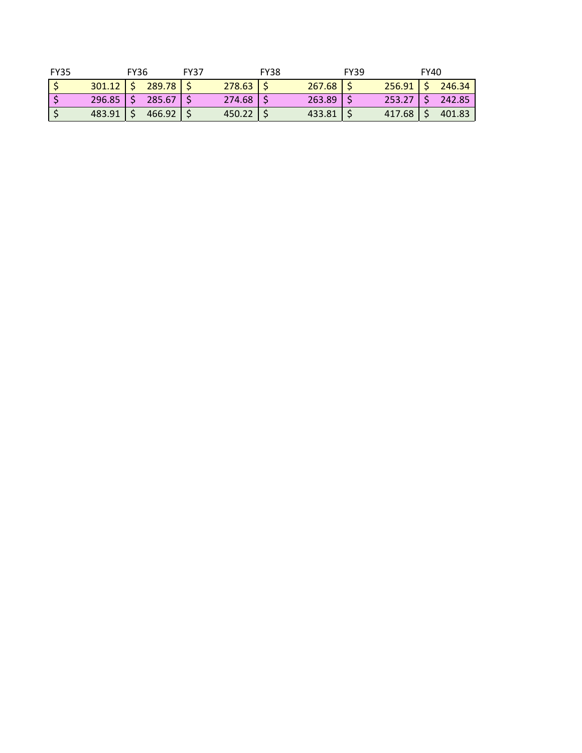| FY35 | FY36 | FY37 | FY38 | FY39 | FY40 |
| --- | --- | --- | --- | --- | --- |
| $ 301.12 | $ 289.78 | $ 278.63 | $ 267.68 | $ 256.91 | $ 246.34 |
| $ 296.85 | $ 285.67 | $ 274.68 | $ 263.89 | $ 253.27 | $ 242.85 |
| $ 483.91 | $ 466.92 | $ 450.22 | $ 433.81 | $ 417.68 | $ 401.83 |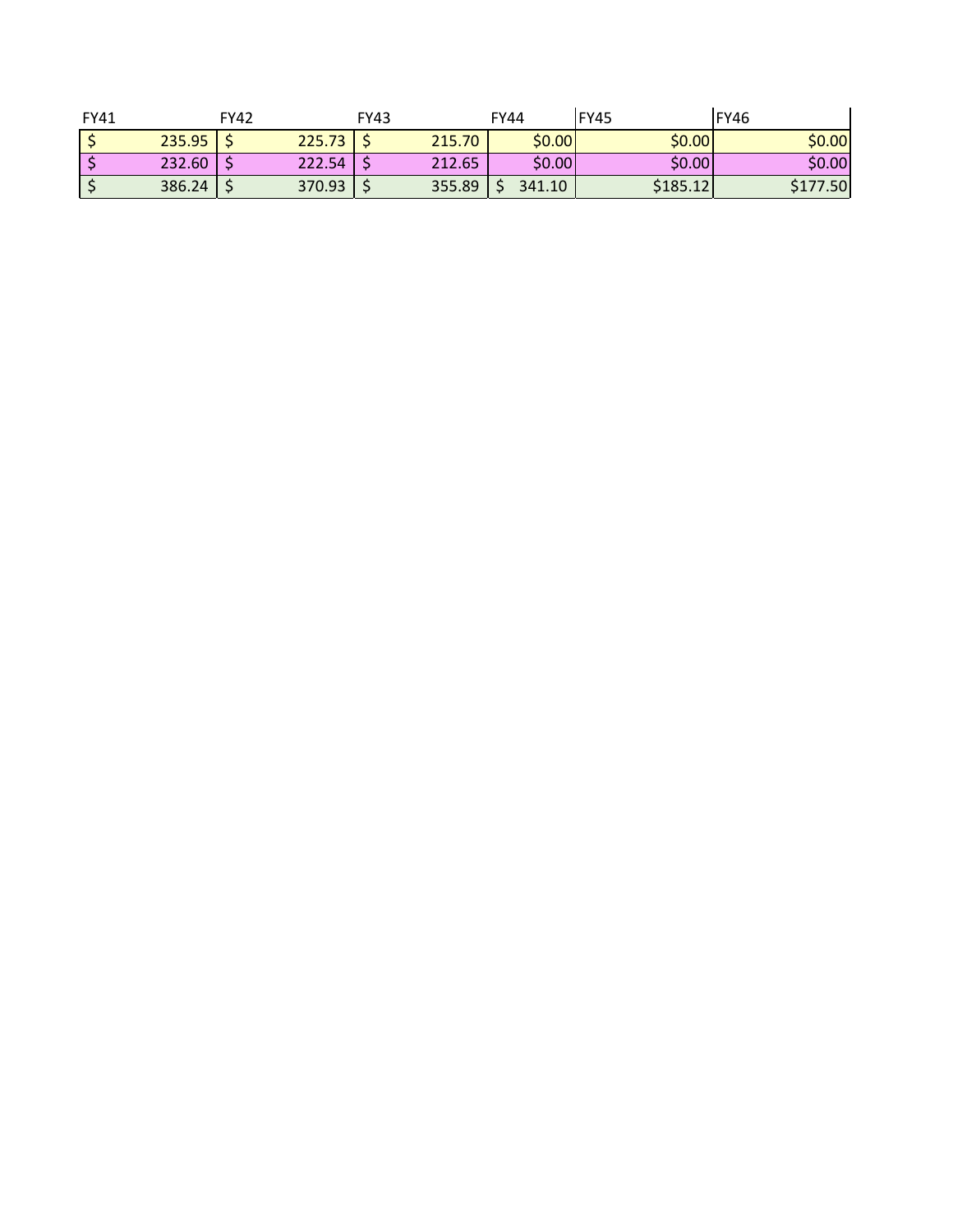| FY41 | FY42 | FY43 | FY44 | FY45 | FY46 |
|---|---|---|---|---|---|
| $ 235.95 | $ 225.73 | $ 215.70 | $0.00 | $0.00 | $0.00 |
| $ 232.60 | $ 222.54 | $ 212.65 | $0.00 | $0.00 | $0.00 |
| $ 386.24 | $ 370.93 | $ 355.89 | $ 341.10 | $185.12 | $177.50 |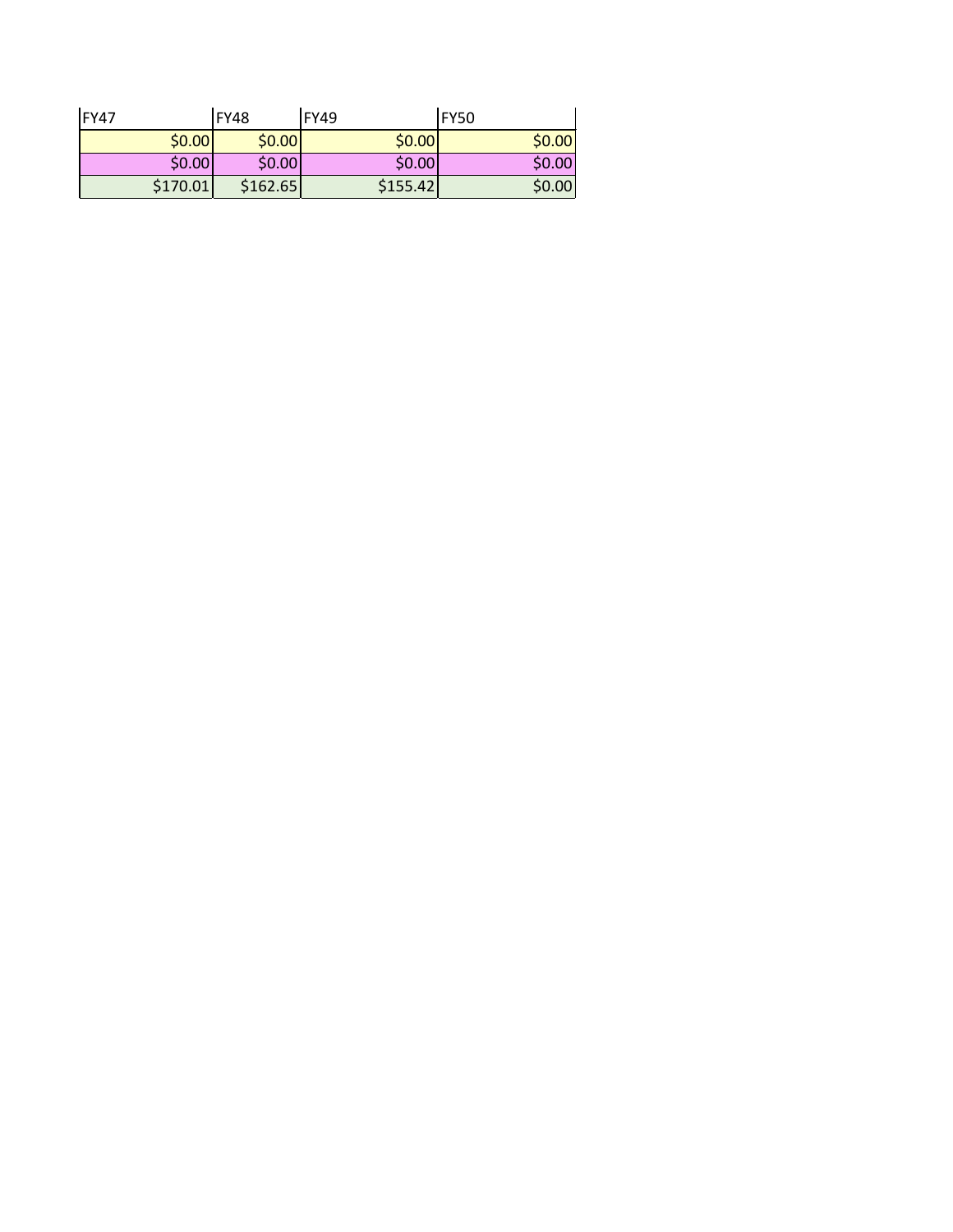| FY47 | FY48 | FY49 | FY50 |
|---|---|---|---|
| $0.00 | $0.00 | $0.00 | $0.00 |
| $0.00 | $0.00 | $0.00 | $0.00 |
| $170.01 | $162.65 | $155.42 | $0.00 |